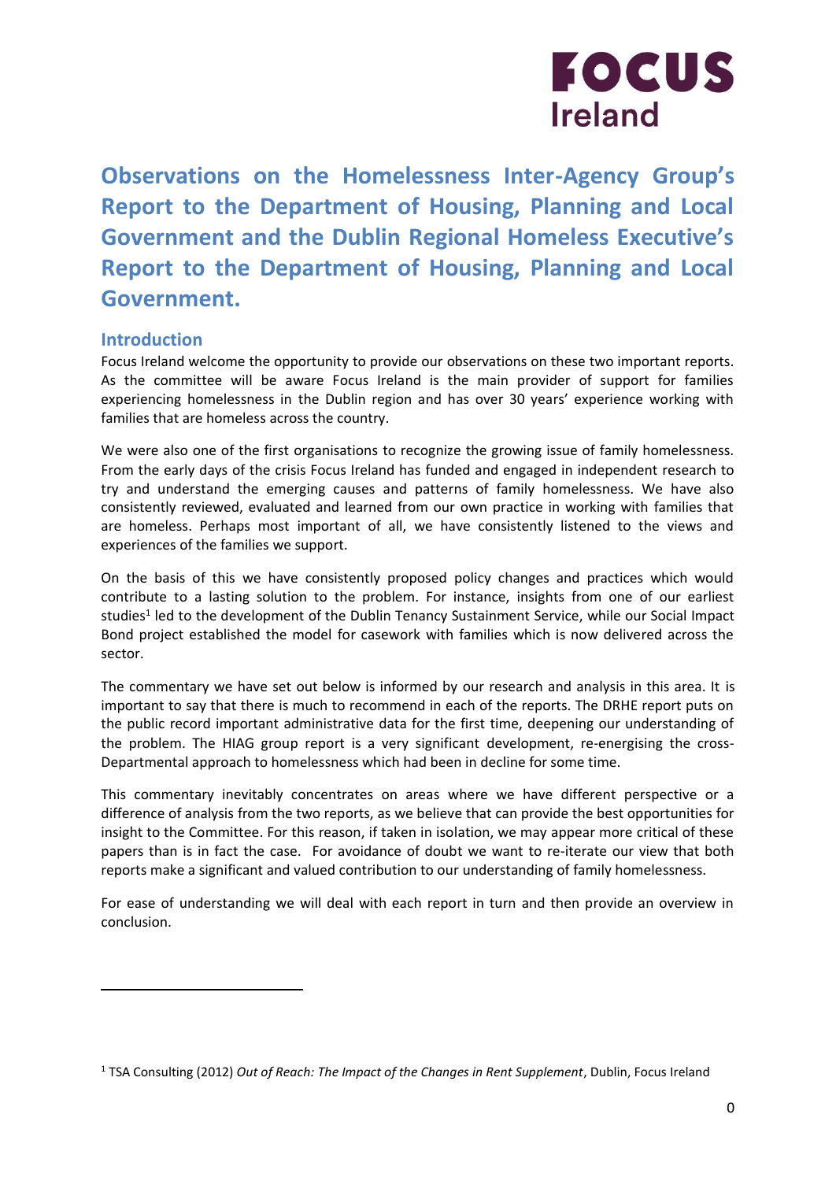# Observations on the Homelessness Inter-Agency Group's Report to the Department of Housing, Planning and Local Government and the Dublin Regional Homeless Executive's Report to the Department of Housing, Planning and Local Government.

## Introduction

Focus Ireland welcome the opportunity to provide our observations on these two important reports. As the committee will be aware Focus Ireland is the main provider of support for families experiencing homelessness in the Dublin region and has over 30 years' experience working with families that are homeless across the country.

We were also one of the first organisations to recognize the growing issue of family homelessness. From the early days of the crisis Focus Ireland has funded and engaged in independent research to try and understand the emerging causes and patterns of family homelessness. We have also consistently reviewed, evaluated and learned from our own practice in working with families that are homeless. Perhaps most important of all, we have consistently listened to the views and experiences of the families we support.

On the basis of this we have consistently proposed policy changes and practices which would contribute to a lasting solution to the problem. For instance, insights from one of our earliest studies[1] led to the development of the Dublin Tenancy Sustainment Service, while our Social Impact Bond project established the model for casework with families which is now delivered across the sector.

The commentary we have set out below is informed by our research and analysis in this area. It is important to say that there is much to recommend in each of the reports. The DRHE report puts on the public record important administrative data for the first time, deepening our understanding of the problem. The HIAG group report is a very significant development, re-energising the cross-Departmental approach to homelessness which had been in decline for some time.

This commentary inevitably concentrates on areas where we have different perspective or a difference of analysis from the two reports, as we believe that can provide the best opportunities for insight to the Committee. For this reason, if taken in isolation, we may appear more critical of these papers than is in fact the case. For avoidance of doubt we want to re-iterate our view that both reports make a significant and valued contribution to our understanding of family homelessness.

For ease of understanding we will deal with each report in turn and then provide an overview in conclusion.

[1] TSA Consulting (2012) *Out of Reach: The Impact of the Changes in Rent Supplement*, Dublin, Focus Ireland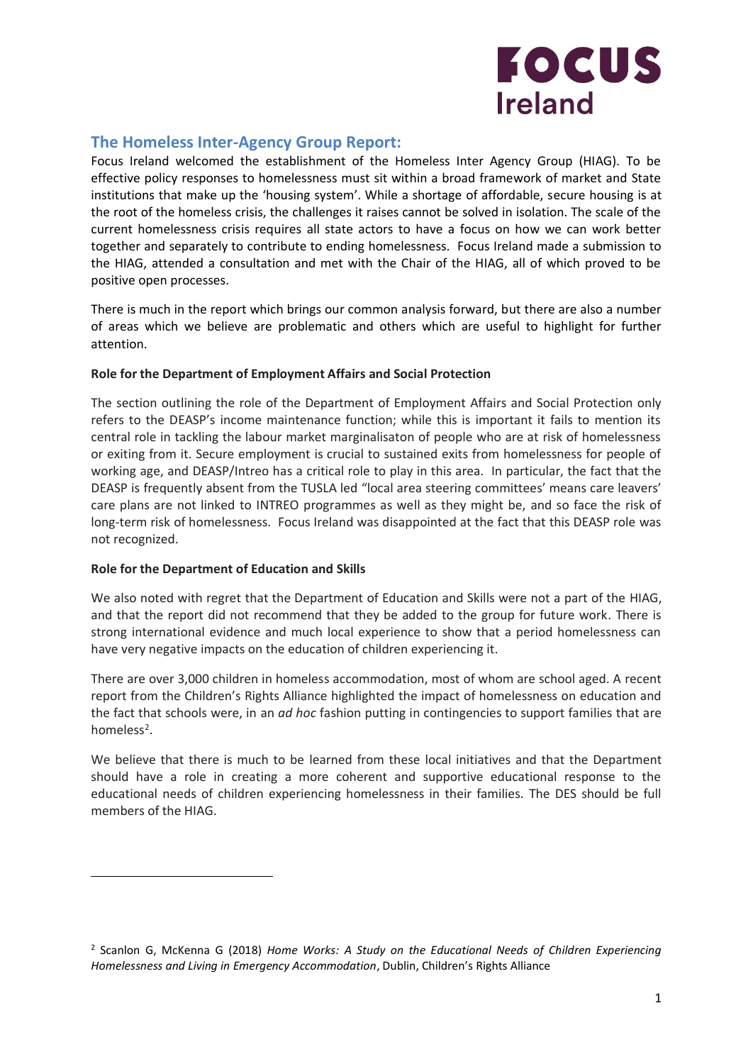## The Homeless Inter-Agency Group Report:

Focus Ireland welcomed the establishment of the Homeless Inter Agency Group (HIAG). To be effective policy responses to homelessness must sit within a broad framework of market and State institutions that make up the 'housing system'. While a shortage of affordable, secure housing is at the root of the homeless crisis, the challenges it raises cannot be solved in isolation. The scale of the current homelessness crisis requires all state actors to have a focus on how we can work better together and separately to contribute to ending homelessness. Focus Ireland made a submission to the HIAG, attended a consultation and met with the Chair of the HIAG, all of which proved to be positive open processes.

There is much in the report which brings our common analysis forward, but there are also a number of areas which we believe are problematic and others which are useful to highlight for further attention.

**Role for the Department of Employment Affairs and Social Protection**

The section outlining the role of the Department of Employment Affairs and Social Protection only refers to the DEASP's income maintenance function; while this is important it fails to mention its central role in tackling the labour market marginalisaton of people who are at risk of homelessness or exiting from it. Secure employment is crucial to sustained exits from homelessness for people of working age, and DEASP/Intreo has a critical role to play in this area. In particular, the fact that the DEASP is frequently absent from the TUSLA led "local area steering committees' means care leavers' care plans are not linked to INTREO programmes as well as they might be, and so face the risk of long-term risk of homelessness. Focus Ireland was disappointed at the fact that this DEASP role was not recognized.

**Role for the Department of Education and Skills**

We also noted with regret that the Department of Education and Skills were not a part of the HIAG, and that the report did not recommend that they be added to the group for future work. There is strong international evidence and much local experience to show that a period homelessness can have very negative impacts on the education of children experiencing it.

There are over 3,000 children in homeless accommodation, most of whom are school aged. A recent report from the Children's Rights Alliance highlighted the impact of homelessness on education and the fact that schools were, in an *ad hoc* fashion putting in contingencies to support families that are homeless[2].

We believe that there is much to be learned from these local initiatives and that the Department should have a role in creating a more coherent and supportive educational response to the educational needs of children experiencing homelessness in their families. The DES should be full members of the HIAG.

[2] Scanlon G, McKenna G (2018) *Home Works: A Study on the Educational Needs of Children Experiencing Homelessness and Living in Emergency Accommodation*, Dublin, Children's Rights Alliance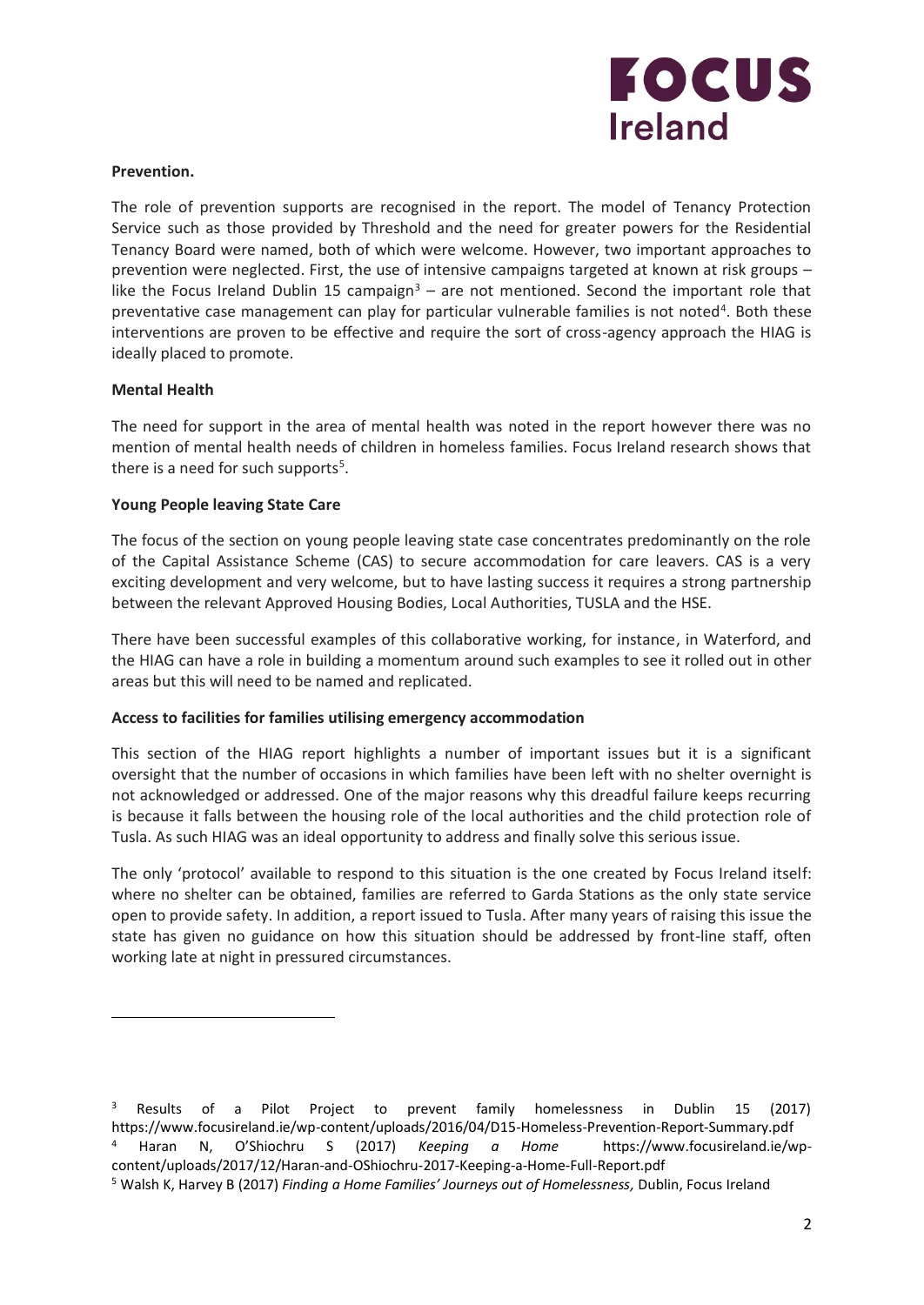**Prevention.**

The role of prevention supports are recognised in the report. The model of Tenancy Protection Service such as those provided by Threshold and the need for greater powers for the Residential Tenancy Board were named, both of which were welcome. However, two important approaches to prevention were neglected. First, the use of intensive campaigns targeted at known at risk groups – like the Focus Ireland Dublin 15 campaign[3] – are not mentioned. Second the important role that preventative case management can play for particular vulnerable families is not noted[4]. Both these interventions are proven to be effective and require the sort of cross-agency approach the HIAG is ideally placed to promote.

**Mental Health**

The need for support in the area of mental health was noted in the report however there was no mention of mental health needs of children in homeless families. Focus Ireland research shows that there is a need for such supports[5].

**Young People leaving State Care**

The focus of the section on young people leaving state case concentrates predominantly on the role of the Capital Assistance Scheme (CAS) to secure accommodation for care leavers. CAS is a very exciting development and very welcome, but to have lasting success it requires a strong partnership between the relevant Approved Housing Bodies, Local Authorities, TUSLA and the HSE.

There have been successful examples of this collaborative working, for instance, in Waterford, and the HIAG can have a role in building a momentum around such examples to see it rolled out in other areas but this will need to be named and replicated.

**Access to facilities for families utilising emergency accommodation**

This section of the HIAG report highlights a number of important issues but it is a significant oversight that the number of occasions in which families have been left with no shelter overnight is not acknowledged or addressed. One of the major reasons why this dreadful failure keeps recurring is because it falls between the housing role of the local authorities and the child protection role of Tusla. As such HIAG was an ideal opportunity to address and finally solve this serious issue.

The only 'protocol' available to respond to this situation is the one created by Focus Ireland itself: where no shelter can be obtained, families are referred to Garda Stations as the only state service open to provide safety. In addition, a report issued to Tusla. After many years of raising this issue the state has given no guidance on how this situation should be addressed by front-line staff, often working late at night in pressured circumstances.

---

[3] Results of a Pilot Project to prevent family homelessness in Dublin 15 (2017) https://www.focusireland.ie/wp-content/uploads/2016/04/D15-Homeless-Prevention-Report-Summary.pdf

[4] Haran N, O'Shiochru S (2017) *Keeping a Home* https://www.focusireland.ie/wp-content/uploads/2017/12/Haran-and-OShiochru-2017-Keeping-a-Home-Full-Report.pdf

[5] Walsh K, Harvey B (2017) *Finding a Home Families' Journeys out of Homelessness*, Dublin, Focus Ireland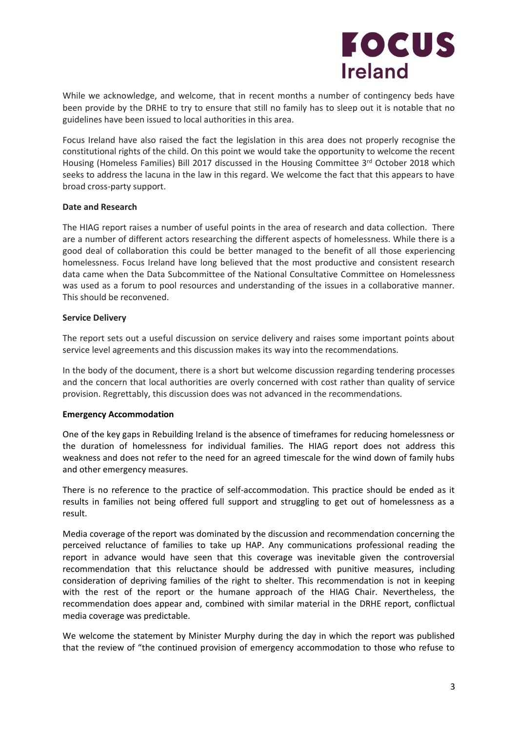While we acknowledge, and welcome, that in recent months a number of contingency beds have been provide by the DRHE to try to ensure that still no family has to sleep out it is notable that no guidelines have been issued to local authorities in this area.

Focus Ireland have also raised the fact the legislation in this area does not properly recognise the constitutional rights of the child. On this point we would take the opportunity to welcome the recent Housing (Homeless Families) Bill 2017 discussed in the Housing Committee 3rd October 2018 which seeks to address the lacuna in the law in this regard. We welcome the fact that this appears to have broad cross-party support.

**Date and Research**

The HIAG report raises a number of useful points in the area of research and data collection. There are a number of different actors researching the different aspects of homelessness. While there is a good deal of collaboration this could be better managed to the benefit of all those experiencing homelessness. Focus Ireland have long believed that the most productive and consistent research data came when the Data Subcommittee of the National Consultative Committee on Homelessness was used as a forum to pool resources and understanding of the issues in a collaborative manner. This should be reconvened.

**Service Delivery**

The report sets out a useful discussion on service delivery and raises some important points about service level agreements and this discussion makes its way into the recommendations.

In the body of the document, there is a short but welcome discussion regarding tendering processes and the concern that local authorities are overly concerned with cost rather than quality of service provision. Regrettably, this discussion does was not advanced in the recommendations.

**Emergency Accommodation**

One of the key gaps in Rebuilding Ireland is the absence of timeframes for reducing homelessness or the duration of homelessness for individual families. The HIAG report does not address this weakness and does not refer to the need for an agreed timescale for the wind down of family hubs and other emergency measures.

There is no reference to the practice of self-accommodation. This practice should be ended as it results in families not being offered full support and struggling to get out of homelessness as a result.

Media coverage of the report was dominated by the discussion and recommendation concerning the perceived reluctance of families to take up HAP. Any communications professional reading the report in advance would have seen that this coverage was inevitable given the controversial recommendation that this reluctance should be addressed with punitive measures, including consideration of depriving families of the right to shelter. This recommendation is not in keeping with the rest of the report or the humane approach of the HIAG Chair. Nevertheless, the recommendation does appear and, combined with similar material in the DRHE report, conflictual media coverage was predictable.

We welcome the statement by Minister Murphy during the day in which the report was published that the review of "the continued provision of emergency accommodation to those who refuse to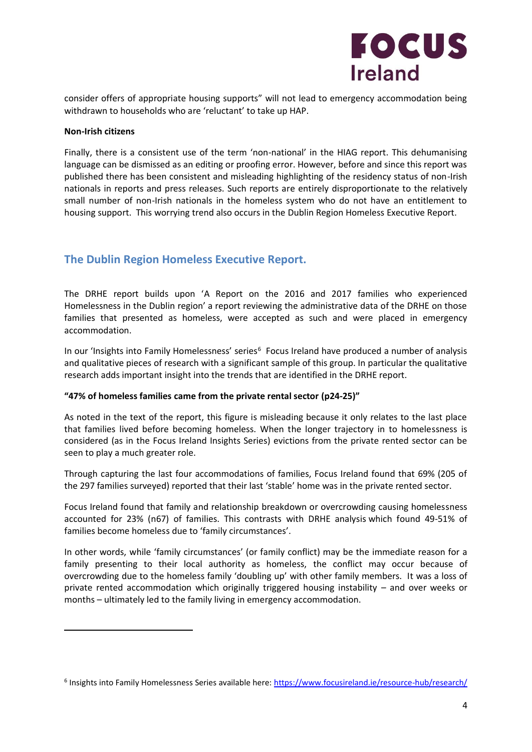consider offers of appropriate housing supports" will not lead to emergency accommodation being withdrawn to households who are 'reluctant' to take up HAP.

**Non-Irish citizens**

Finally, there is a consistent use of the term 'non-national' in the HIAG report. This dehumanising language can be dismissed as an editing or proofing error. However, before and since this report was published there has been consistent and misleading highlighting of the residency status of non-Irish nationals in reports and press releases. Such reports are entirely disproportionate to the relatively small number of non-Irish nationals in the homeless system who do not have an entitlement to housing support. This worrying trend also occurs in the Dublin Region Homeless Executive Report.

## The Dublin Region Homeless Executive Report.

The DRHE report builds upon 'A Report on the 2016 and 2017 families who experienced Homelessness in the Dublin region' a report reviewing the administrative data of the DRHE on those families that presented as homeless, were accepted as such and were placed in emergency accommodation.

In our 'Insights into Family Homelessness' series[6] Focus Ireland have produced a number of analysis and qualitative pieces of research with a significant sample of this group. In particular the qualitative research adds important insight into the trends that are identified in the DRHE report.

**"47% of homeless families came from the private rental sector (p24-25)"**

As noted in the text of the report, this figure is misleading because it only relates to the last place that families lived before becoming homeless. When the longer trajectory in to homelessness is considered (as in the Focus Ireland Insights Series) evictions from the private rented sector can be seen to play a much greater role.

Through capturing the last four accommodations of families, Focus Ireland found that 69% (205 of the 297 families surveyed) reported that their last 'stable' home was in the private rented sector.

Focus Ireland found that family and relationship breakdown or overcrowding causing homelessness accounted for 23% (n67) of families. This contrasts with DRHE analysis which found 49-51% of families become homeless due to 'family circumstances'.

In other words, while 'family circumstances' (or family conflict) may be the immediate reason for a family presenting to their local authority as homeless, the conflict may occur because of overcrowding due to the homeless family 'doubling up' with other family members. It was a loss of private rented accommodation which originally triggered housing instability – and over weeks or months – ultimately led to the family living in emergency accommodation.

---

[6] Insights into Family Homelessness Series available here: https://www.focusireland.ie/resource-hub/research/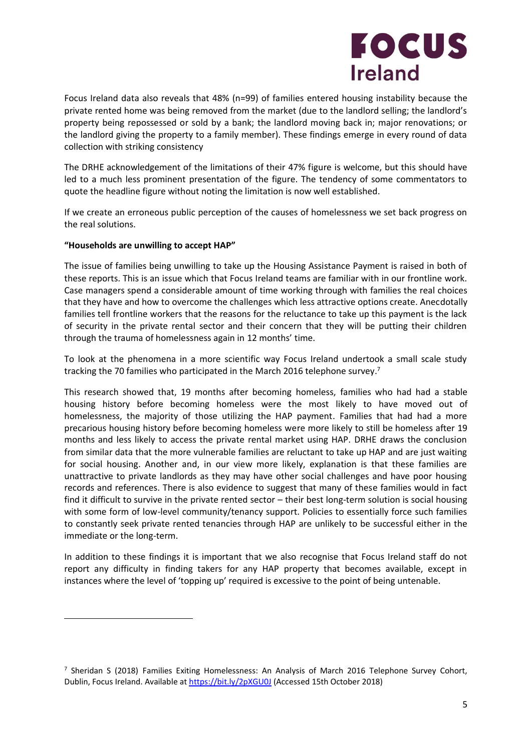Focus Ireland data also reveals that 48% (n=99) of families entered housing instability because the private rented home was being removed from the market (due to the landlord selling; the landlord's property being repossessed or sold by a bank; the landlord moving back in; major renovations; or the landlord giving the property to a family member). These findings emerge in every round of data collection with striking consistency

The DRHE acknowledgement of the limitations of their 47% figure is welcome, but this should have led to a much less prominent presentation of the figure. The tendency of some commentators to quote the headline figure without noting the limitation is now well established.

If we create an erroneous public perception of the causes of homelessness we set back progress on the real solutions.

**"Households are unwilling to accept HAP"**

The issue of families being unwilling to take up the Housing Assistance Payment is raised in both of these reports. This is an issue which that Focus Ireland teams are familiar with in our frontline work. Case managers spend a considerable amount of time working through with families the real choices that they have and how to overcome the challenges which less attractive options create. Anecdotally families tell frontline workers that the reasons for the reluctance to take up this payment is the lack of security in the private rental sector and their concern that they will be putting their children through the trauma of homelessness again in 12 months' time.

To look at the phenomena in a more scientific way Focus Ireland undertook a small scale study tracking the 70 families who participated in the March 2016 telephone survey.[7]

This research showed that, 19 months after becoming homeless, families who had had a stable housing history before becoming homeless were the most likely to have moved out of homelessness, the majority of those utilizing the HAP payment. Families that had had a more precarious housing history before becoming homeless were more likely to still be homeless after 19 months and less likely to access the private rental market using HAP. DRHE draws the conclusion from similar data that the more vulnerable families are reluctant to take up HAP and are just waiting for social housing. Another and, in our view more likely, explanation is that these families are unattractive to private landlords as they may have other social challenges and have poor housing records and references. There is also evidence to suggest that many of these families would in fact find it difficult to survive in the private rented sector – their best long-term solution is social housing with some form of low-level community/tenancy support. Policies to essentially force such families to constantly seek private rented tenancies through HAP are unlikely to be successful either in the immediate or the long-term.

In addition to these findings it is important that we also recognise that Focus Ireland staff do not report any difficulty in finding takers for any HAP property that becomes available, except in instances where the level of 'topping up' required is excessive to the point of being untenable.

---

[7] Sheridan S (2018) Families Exiting Homelessness: An Analysis of March 2016 Telephone Survey Cohort, Dublin, Focus Ireland. Available at https://bit.ly/2pXGU0J (Accessed 15th October 2018)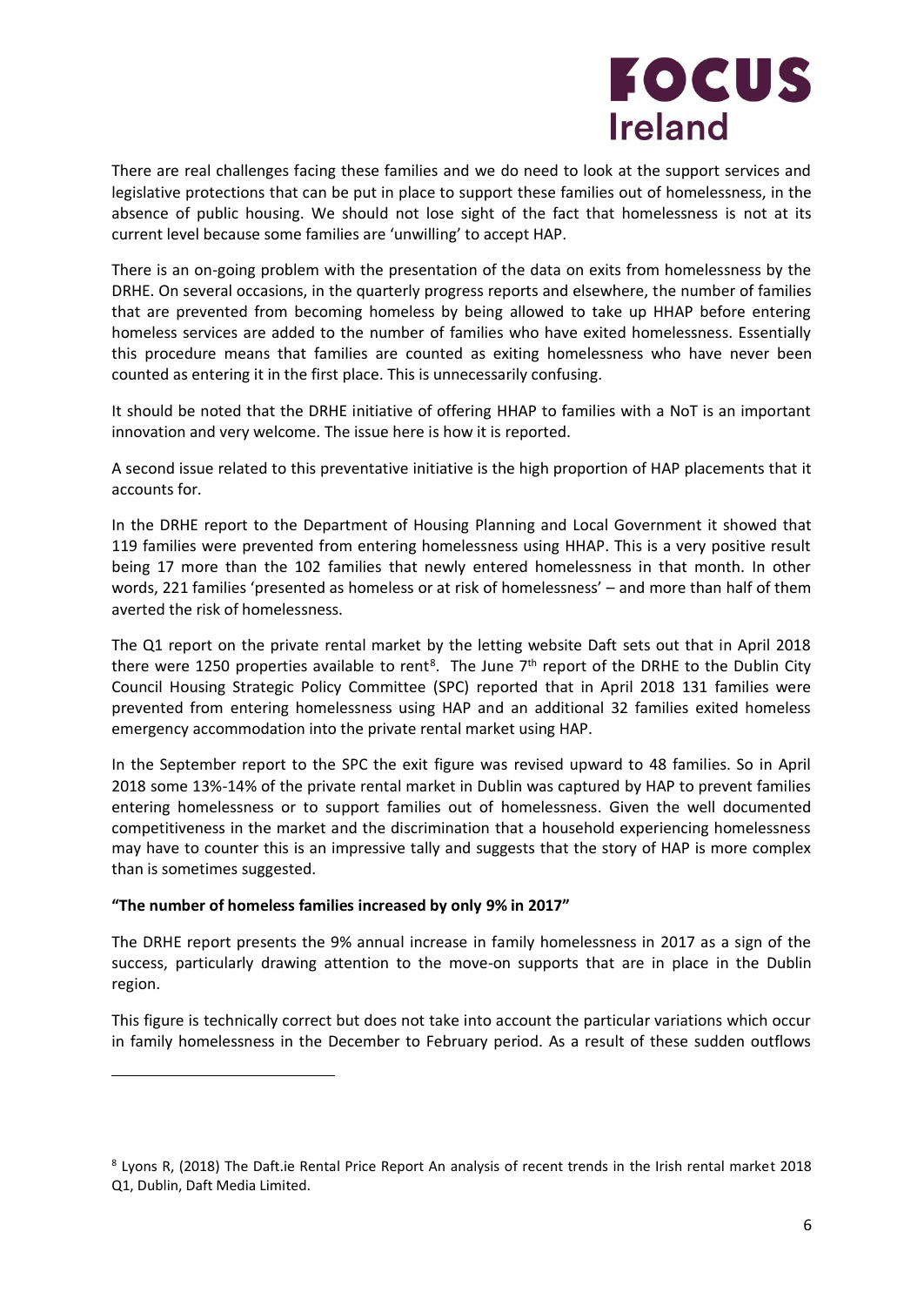There are real challenges facing these families and we do need to look at the support services and legislative protections that can be put in place to support these families out of homelessness, in the absence of public housing. We should not lose sight of the fact that homelessness is not at its current level because some families are 'unwilling' to accept HAP.

There is an on-going problem with the presentation of the data on exits from homelessness by the DRHE. On several occasions, in the quarterly progress reports and elsewhere, the number of families that are prevented from becoming homeless by being allowed to take up HHAP before entering homeless services are added to the number of families who have exited homelessness. Essentially this procedure means that families are counted as exiting homelessness who have never been counted as entering it in the first place. This is unnecessarily confusing.

It should be noted that the DRHE initiative of offering HHAP to families with a NoT is an important innovation and very welcome. The issue here is how it is reported.

A second issue related to this preventative initiative is the high proportion of HAP placements that it accounts for.

In the DRHE report to the Department of Housing Planning and Local Government it showed that 119 families were prevented from entering homelessness using HHAP. This is a very positive result being 17 more than the 102 families that newly entered homelessness in that month. In other words, 221 families 'presented as homeless or at risk of homelessness' – and more than half of them averted the risk of homelessness.

The Q1 report on the private rental market by the letting website Daft sets out that in April 2018 there were 1250 properties available to rent[8]. The June 7th report of the DRHE to the Dublin City Council Housing Strategic Policy Committee (SPC) reported that in April 2018 131 families were prevented from entering homelessness using HAP and an additional 32 families exited homeless emergency accommodation into the private rental market using HAP.

In the September report to the SPC the exit figure was revised upward to 48 families. So in April 2018 some 13%-14% of the private rental market in Dublin was captured by HAP to prevent families entering homelessness or to support families out of homelessness. Given the well documented competitiveness in the market and the discrimination that a household experiencing homelessness may have to counter this is an impressive tally and suggests that the story of HAP is more complex than is sometimes suggested.

**"The number of homeless families increased by only 9% in 2017"**

The DRHE report presents the 9% annual increase in family homelessness in 2017 as a sign of the success, particularly drawing attention to the move-on supports that are in place in the Dublin region.

This figure is technically correct but does not take into account the particular variations which occur in family homelessness in the December to February period. As a result of these sudden outflows

[8] Lyons R, (2018) The Daft.ie Rental Price Report An analysis of recent trends in the Irish rental market 2018 Q1, Dublin, Daft Media Limited.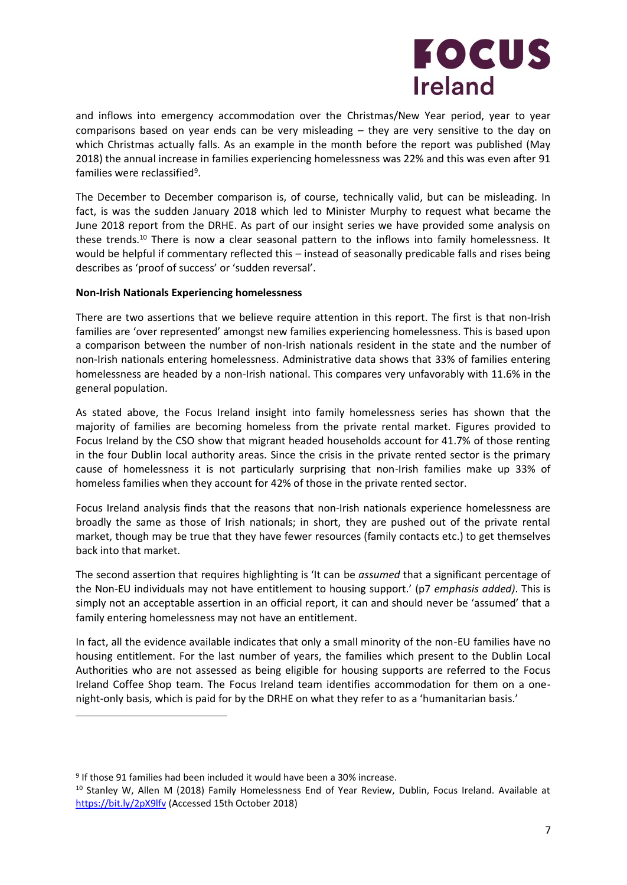and inflows into emergency accommodation over the Christmas/New Year period, year to year comparisons based on year ends can be very misleading – they are very sensitive to the day on which Christmas actually falls. As an example in the month before the report was published (May 2018) the annual increase in families experiencing homelessness was 22% and this was even after 91 families were reclassified[9].

The December to December comparison is, of course, technically valid, but can be misleading. In fact, is was the sudden January 2018 which led to Minister Murphy to request what became the June 2018 report from the DRHE. As part of our insight series we have provided some analysis on these trends.[10] There is now a clear seasonal pattern to the inflows into family homelessness. It would be helpful if commentary reflected this – instead of seasonally predicable falls and rises being describes as 'proof of success' or 'sudden reversal'.

**Non-Irish Nationals Experiencing homelessness**

There are two assertions that we believe require attention in this report. The first is that non-Irish families are 'over represented' amongst new families experiencing homelessness. This is based upon a comparison between the number of non-Irish nationals resident in the state and the number of non-Irish nationals entering homelessness. Administrative data shows that 33% of families entering homelessness are headed by a non-Irish national. This compares very unfavorably with 11.6% in the general population.

As stated above, the Focus Ireland insight into family homelessness series has shown that the majority of families are becoming homeless from the private rental market. Figures provided to Focus Ireland by the CSO show that migrant headed households account for 41.7% of those renting in the four Dublin local authority areas. Since the crisis in the private rented sector is the primary cause of homelessness it is not particularly surprising that non-Irish families make up 33% of homeless families when they account for 42% of those in the private rented sector.

Focus Ireland analysis finds that the reasons that non-Irish nationals experience homelessness are broadly the same as those of Irish nationals; in short, they are pushed out of the private rental market, though may be true that they have fewer resources (family contacts etc.) to get themselves back into that market.

The second assertion that requires highlighting is 'It can be *assumed* that a significant percentage of the Non-EU individuals may not have entitlement to housing support.' (p7 *emphasis added)*. This is simply not an acceptable assertion in an official report, it can and should never be 'assumed' that a family entering homelessness may not have an entitlement.

In fact, all the evidence available indicates that only a small minority of the non-EU families have no housing entitlement. For the last number of years, the families which present to the Dublin Local Authorities who are not assessed as being eligible for housing supports are referred to the Focus Ireland Coffee Shop team. The Focus Ireland team identifies accommodation for them on a one-night-only basis, which is paid for by the DRHE on what they refer to as a 'humanitarian basis.'

---

[9] If those 91 families had been included it would have been a 30% increase.

[10] Stanley W, Allen M (2018) Family Homelessness End of Year Review, Dublin, Focus Ireland. Available at https://bit.ly/2pX9lfv (Accessed 15th October 2018)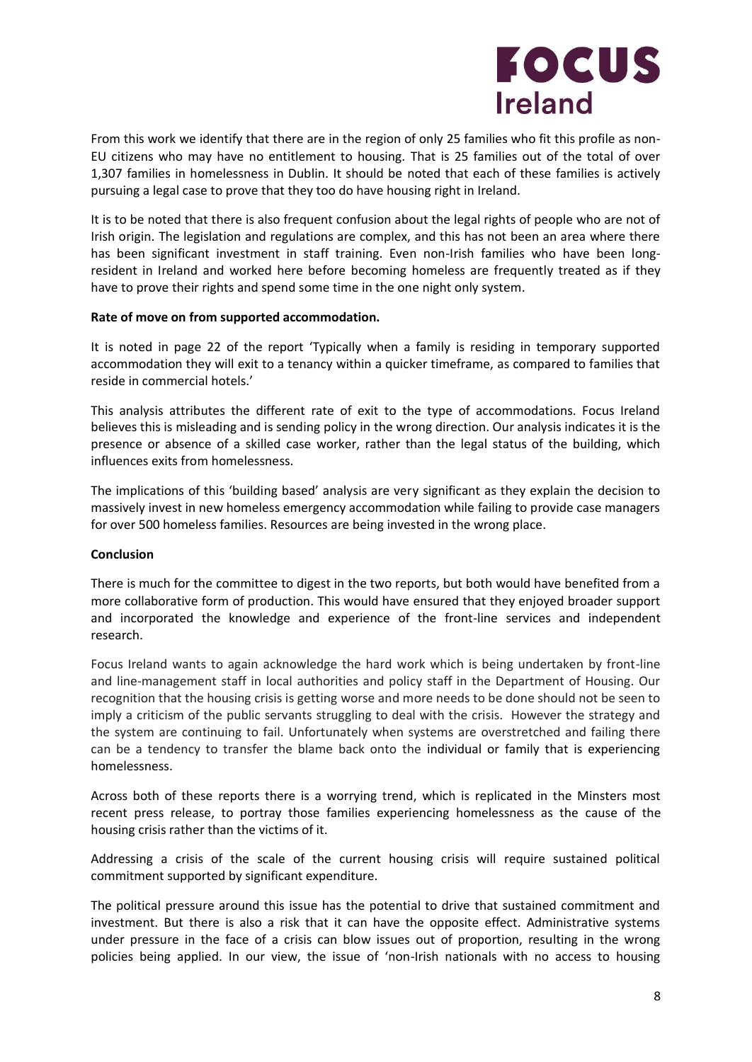From this work we identify that there are in the region of only 25 families who fit this profile as non-EU citizens who may have no entitlement to housing. That is 25 families out of the total of over 1,307 families in homelessness in Dublin. It should be noted that each of these families is actively pursuing a legal case to prove that they too do have housing right in Ireland.

It is to be noted that there is also frequent confusion about the legal rights of people who are not of Irish origin. The legislation and regulations are complex, and this has not been an area where there has been significant investment in staff training. Even non-Irish families who have been long-resident in Ireland and worked here before becoming homeless are frequently treated as if they have to prove their rights and spend some time in the one night only system.

**Rate of move on from supported accommodation.**

It is noted in page 22 of the report 'Typically when a family is residing in temporary supported accommodation they will exit to a tenancy within a quicker timeframe, as compared to families that reside in commercial hotels.'

This analysis attributes the different rate of exit to the type of accommodations. Focus Ireland believes this is misleading and is sending policy in the wrong direction. Our analysis indicates it is the presence or absence of a skilled case worker, rather than the legal status of the building, which influences exits from homelessness.

The implications of this 'building based' analysis are very significant as they explain the decision to massively invest in new homeless emergency accommodation while failing to provide case managers for over 500 homeless families. Resources are being invested in the wrong place.

**Conclusion**

There is much for the committee to digest in the two reports, but both would have benefited from a more collaborative form of production. This would have ensured that they enjoyed broader support and incorporated the knowledge and experience of the front-line services and independent research.

Focus Ireland wants to again acknowledge the hard work which is being undertaken by front-line and line-management staff in local authorities and policy staff in the Department of Housing. Our recognition that the housing crisis is getting worse and more needs to be done should not be seen to imply a criticism of the public servants struggling to deal with the crisis. However the strategy and the system are continuing to fail. Unfortunately when systems are overstretched and failing there can be a tendency to transfer the blame back onto the individual or family that is experiencing homelessness.

Across both of these reports there is a worrying trend, which is replicated in the Minsters most recent press release, to portray those families experiencing homelessness as the cause of the housing crisis rather than the victims of it.

Addressing a crisis of the scale of the current housing crisis will require sustained political commitment supported by significant expenditure.

The political pressure around this issue has the potential to drive that sustained commitment and investment. But there is also a risk that it can have the opposite effect. Administrative systems under pressure in the face of a crisis can blow issues out of proportion, resulting in the wrong policies being applied. In our view, the issue of 'non-Irish nationals with no access to housing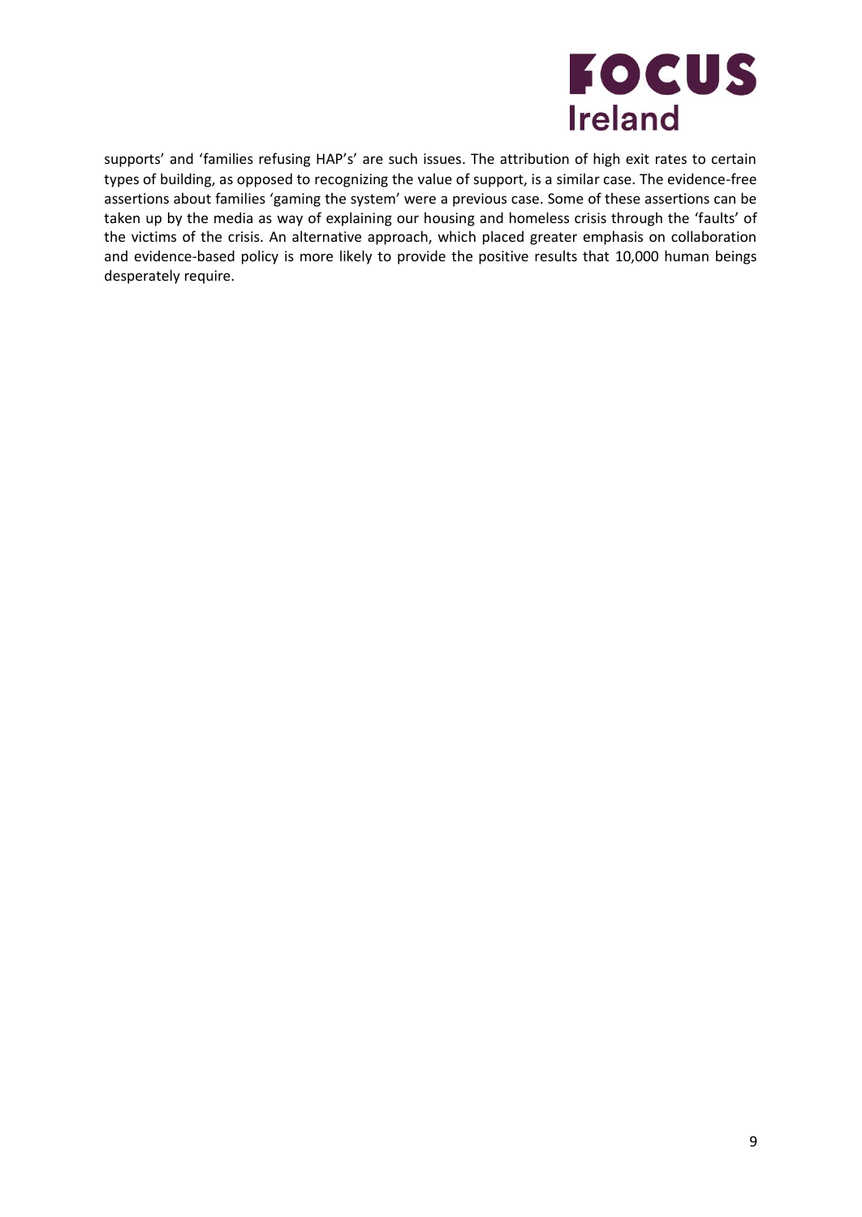supports' and 'families refusing HAP's' are such issues. The attribution of high exit rates to certain types of building, as opposed to recognizing the value of support, is a similar case. The evidence-free assertions about families 'gaming the system' were a previous case. Some of these assertions can be taken up by the media as way of explaining our housing and homeless crisis through the 'faults' of the victims of the crisis. An alternative approach, which placed greater emphasis on collaboration and evidence-based policy is more likely to provide the positive results that 10,000 human beings desperately require.